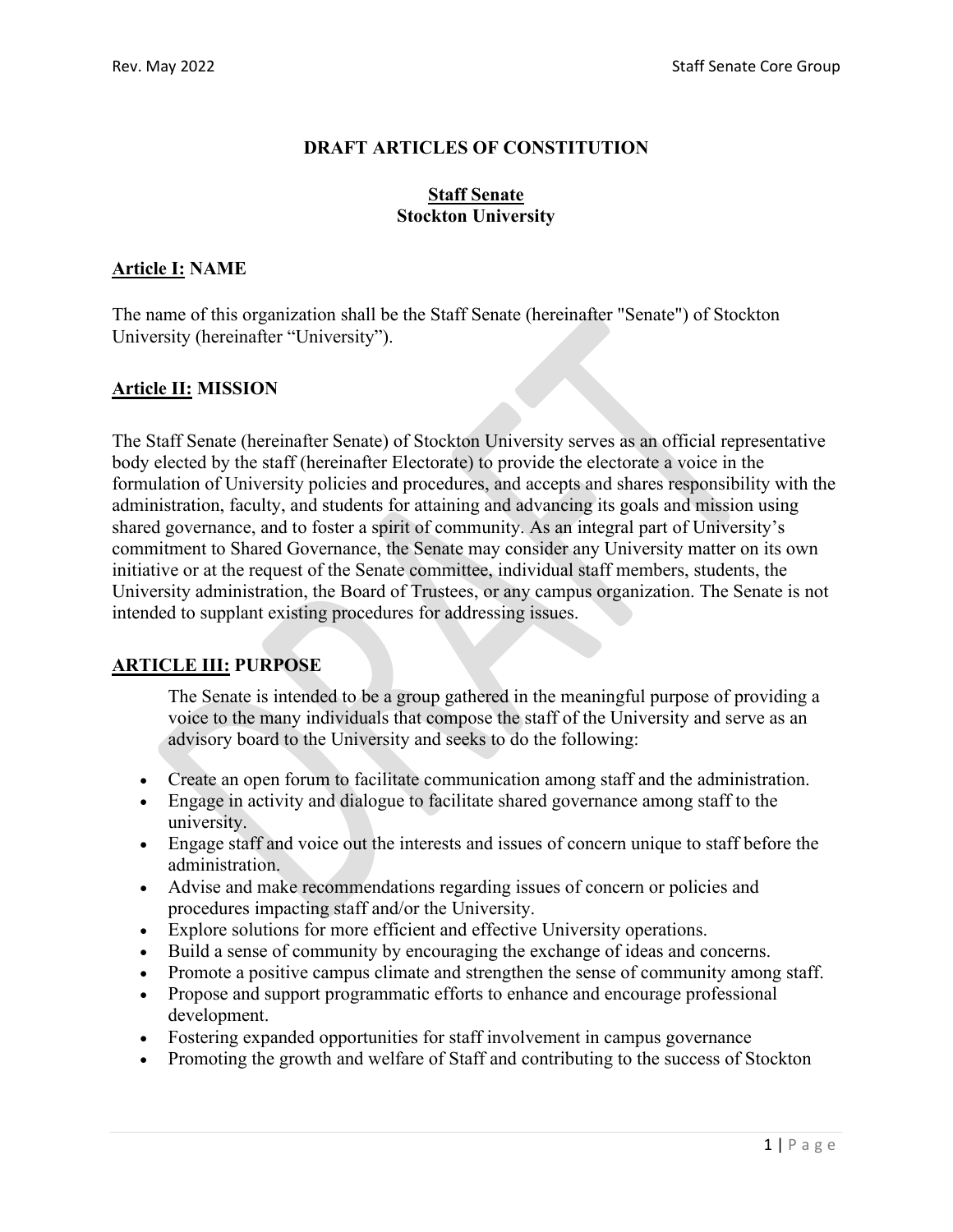# DRAFT ARTICLES OF CONSTITUTION

## Staff Senate
## Stockton University

### **Article I:** NAME

The name of this organization shall be the Staff Senate (hereinafter "Senate") of Stockton University (hereinafter "University").

### **Article II:** MISSION

The Staff Senate (hereinafter Senate) of Stockton University serves as an official representative body elected by the staff (hereinafter Electorate) to provide the electorate a voice in the formulation of University policies and procedures, and accepts and shares responsibility with the administration, faculty, and students for attaining and advancing its goals and mission using shared governance, and to foster a spirit of community. As an integral part of University's commitment to Shared Governance, the Senate may consider any University matter on its own initiative or at the request of the Senate committee, individual staff members, students, the University administration, the Board of Trustees, or any campus organization. The Senate is not intended to supplant existing procedures for addressing issues.

### **ARTICLE III:** PURPOSE

The Senate is intended to be a group gathered in the meaningful purpose of providing a voice to the many individuals that compose the staff of the University and serve as an advisory board to the University and seeks to do the following:

- Create an open forum to facilitate communication among staff and the administration.
- Engage in activity and dialogue to facilitate shared governance among staff to the university.
- Engage staff and voice out the interests and issues of concern unique to staff before the administration.
- Advise and make recommendations regarding issues of concern or policies and procedures impacting staff and/or the University.
- Explore solutions for more efficient and effective University operations.
- Build a sense of community by encouraging the exchange of ideas and concerns.
- Promote a positive campus climate and strengthen the sense of community among staff.
- Propose and support programmatic efforts to enhance and encourage professional development.
- Fostering expanded opportunities for staff involvement in campus governance
- Promoting the growth and welfare of Staff and contributing to the success of Stockton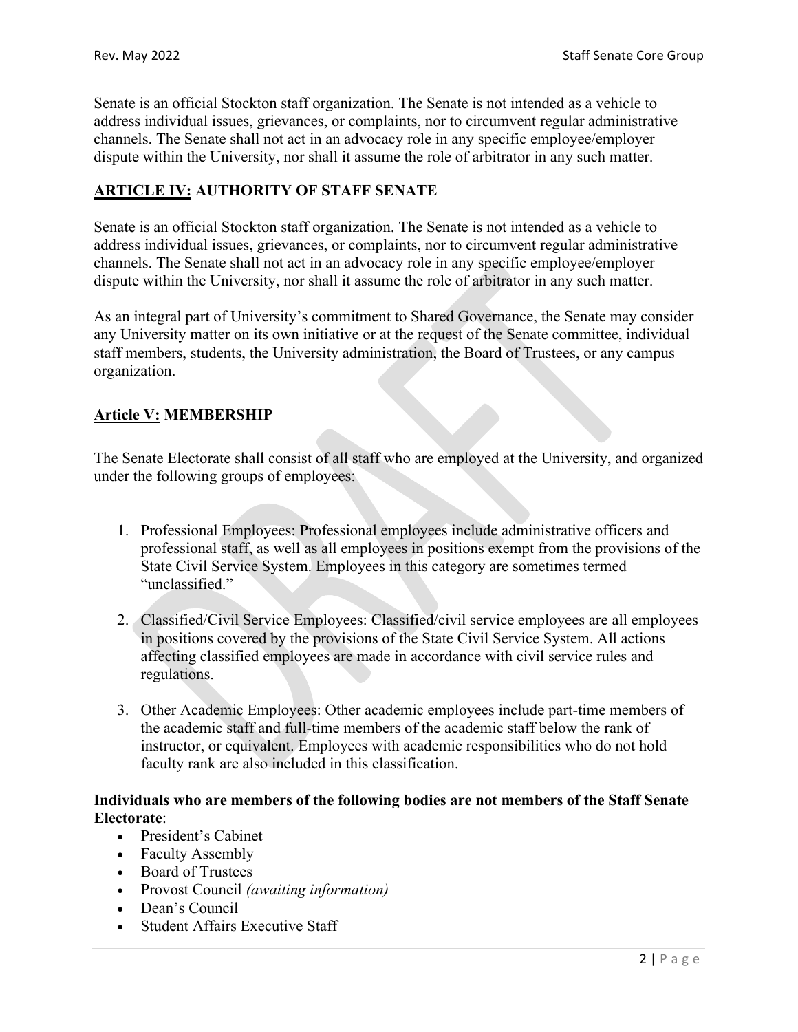Senate is an official Stockton staff organization. The Senate is not intended as a vehicle to address individual issues, grievances, or complaints, nor to circumvent regular administrative channels. The Senate shall not act in an advocacy role in any specific employee/employer dispute within the University, nor shall it assume the role of arbitrator in any such matter.

## ARTICLE IV: AUTHORITY OF STAFF SENATE

Senate is an official Stockton staff organization. The Senate is not intended as a vehicle to address individual issues, grievances, or complaints, nor to circumvent regular administrative channels. The Senate shall not act in an advocacy role in any specific employee/employer dispute within the University, nor shall it assume the role of arbitrator in any such matter.

As an integral part of University's commitment to Shared Governance, the Senate may consider any University matter on its own initiative or at the request of the Senate committee, individual staff members, students, the University administration, the Board of Trustees, or any campus organization.

## Article V: MEMBERSHIP

The Senate Electorate shall consist of all staff who are employed at the University, and organized under the following groups of employees:

1. Professional Employees: Professional employees include administrative officers and professional staff, as well as all employees in positions exempt from the provisions of the State Civil Service System. Employees in this category are sometimes termed "unclassified."

2. Classified/Civil Service Employees: Classified/civil service employees are all employees in positions covered by the provisions of the State Civil Service System. All actions affecting classified employees are made in accordance with civil service rules and regulations.

3. Other Academic Employees: Other academic employees include part-time members of the academic staff and full-time members of the academic staff below the rank of instructor, or equivalent. Employees with academic responsibilities who do not hold faculty rank are also included in this classification.

**Individuals who are members of the following bodies are not members of the Staff Senate Electorate**:

- President's Cabinet
- Faculty Assembly
- Board of Trustees
- Provost Council *(awaiting information)*
- Dean's Council
- Student Affairs Executive Staff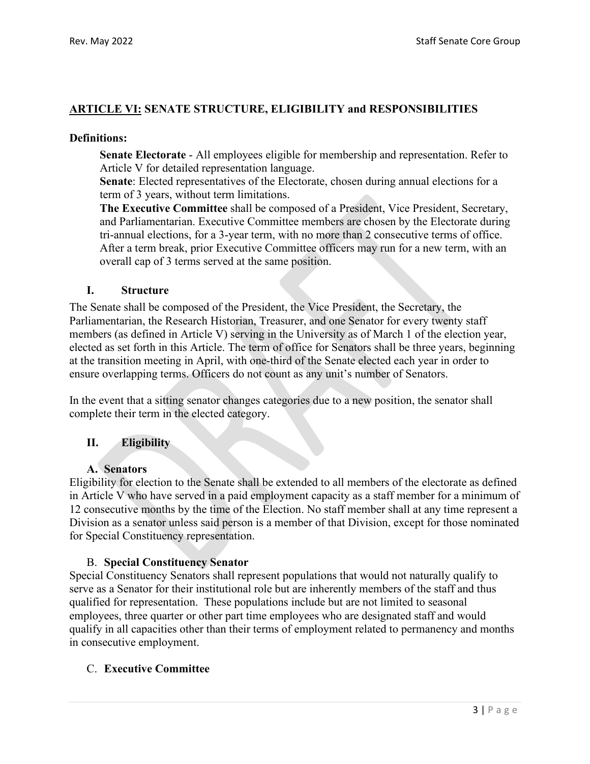## <u>ARTICLE VI:</u> SENATE STRUCTURE, ELIGIBILITY and RESPONSIBILITIES

**Definitions:**

**Senate Electorate** - All employees eligible for membership and representation. Refer to Article V for detailed representation language.

**Senate**: Elected representatives of the Electorate, chosen during annual elections for a term of 3 years, without term limitations.

**The Executive Committee** shall be composed of a President, Vice President, Secretary, and Parliamentarian. Executive Committee members are chosen by the Electorate during tri-annual elections, for a 3-year term, with no more than 2 consecutive terms of office. After a term break, prior Executive Committee officers may run for a new term, with an overall cap of 3 terms served at the same position.

### I. Structure

The Senate shall be composed of the President, the Vice President, the Secretary, the Parliamentarian, the Research Historian, Treasurer, and one Senator for every twenty staff members (as defined in Article V) serving in the University as of March 1 of the election year, elected as set forth in this Article. The term of office for Senators shall be three years, beginning at the transition meeting in April, with one-third of the Senate elected each year in order to ensure overlapping terms. Officers do not count as any unit's number of Senators.

In the event that a sitting senator changes categories due to a new position, the senator shall complete their term in the elected category.

### II. Eligibility

#### A. Senators

Eligibility for election to the Senate shall be extended to all members of the electorate as defined in Article V who have served in a paid employment capacity as a staff member for a minimum of 12 consecutive months by the time of the Election. No staff member shall at any time represent a Division as a senator unless said person is a member of that Division, except for those nominated for Special Constituency representation.

#### B. Special Constituency Senator

Special Constituency Senators shall represent populations that would not naturally qualify to serve as a Senator for their institutional role but are inherently members of the staff and thus qualified for representation. These populations include but are not limited to seasonal employees, three quarter or other part time employees who are designated staff and would qualify in all capacities other than their terms of employment related to permanency and months in consecutive employment.

#### C. Executive Committee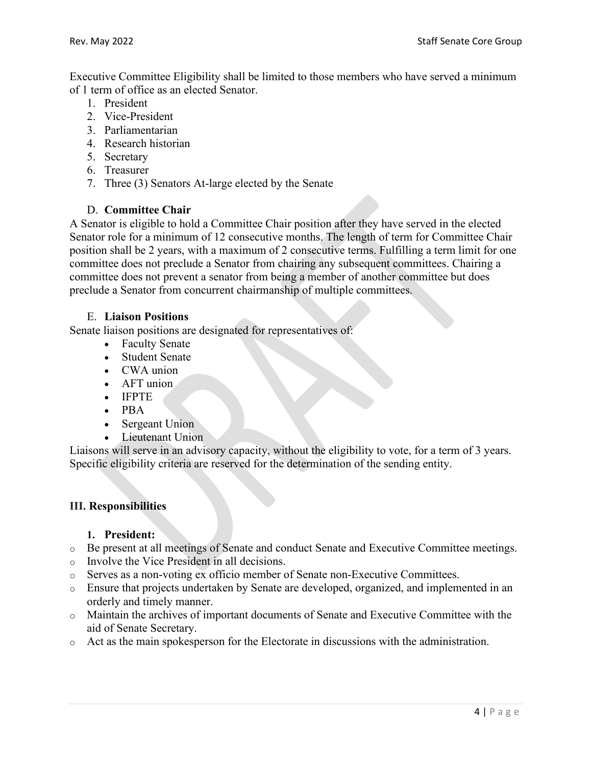Executive Committee Eligibility shall be limited to those members who have served a minimum of 1 term of office as an elected Senator.

1. President
2. Vice-President
3. Parliamentarian
4. Research historian
5. Secretary
6. Treasurer
7. Three (3) Senators At-large elected by the Senate

### D. **Committee Chair**

A Senator is eligible to hold a Committee Chair position after they have served in the elected Senator role for a minimum of 12 consecutive months. The length of term for Committee Chair position shall be 2 years, with a maximum of 2 consecutive terms. Fulfilling a term limit for one committee does not preclude a Senator from chairing any subsequent committees. Chairing a committee does not prevent a senator from being a member of another committee but does preclude a Senator from concurrent chairmanship of multiple committees.

### E. **Liaison Positions**

Senate liaison positions are designated for representatives of:

- Faculty Senate
- Student Senate
- CWA union
- AFT union
- IFPTE
- PBA
- Sergeant Union
- Lieutenant Union

Liaisons will serve in an advisory capacity, without the eligibility to vote, for a term of 3 years. Specific eligibility criteria are reserved for the determination of the sending entity.

## III. Responsibilities

### 1. President:

- Be present at all meetings of Senate and conduct Senate and Executive Committee meetings.
- Involve the Vice President in all decisions.
- Serves as a non-voting ex officio member of Senate non-Executive Committees.
- Ensure that projects undertaken by Senate are developed, organized, and implemented in an orderly and timely manner.
- Maintain the archives of important documents of Senate and Executive Committee with the aid of Senate Secretary.
- Act as the main spokesperson for the Electorate in discussions with the administration.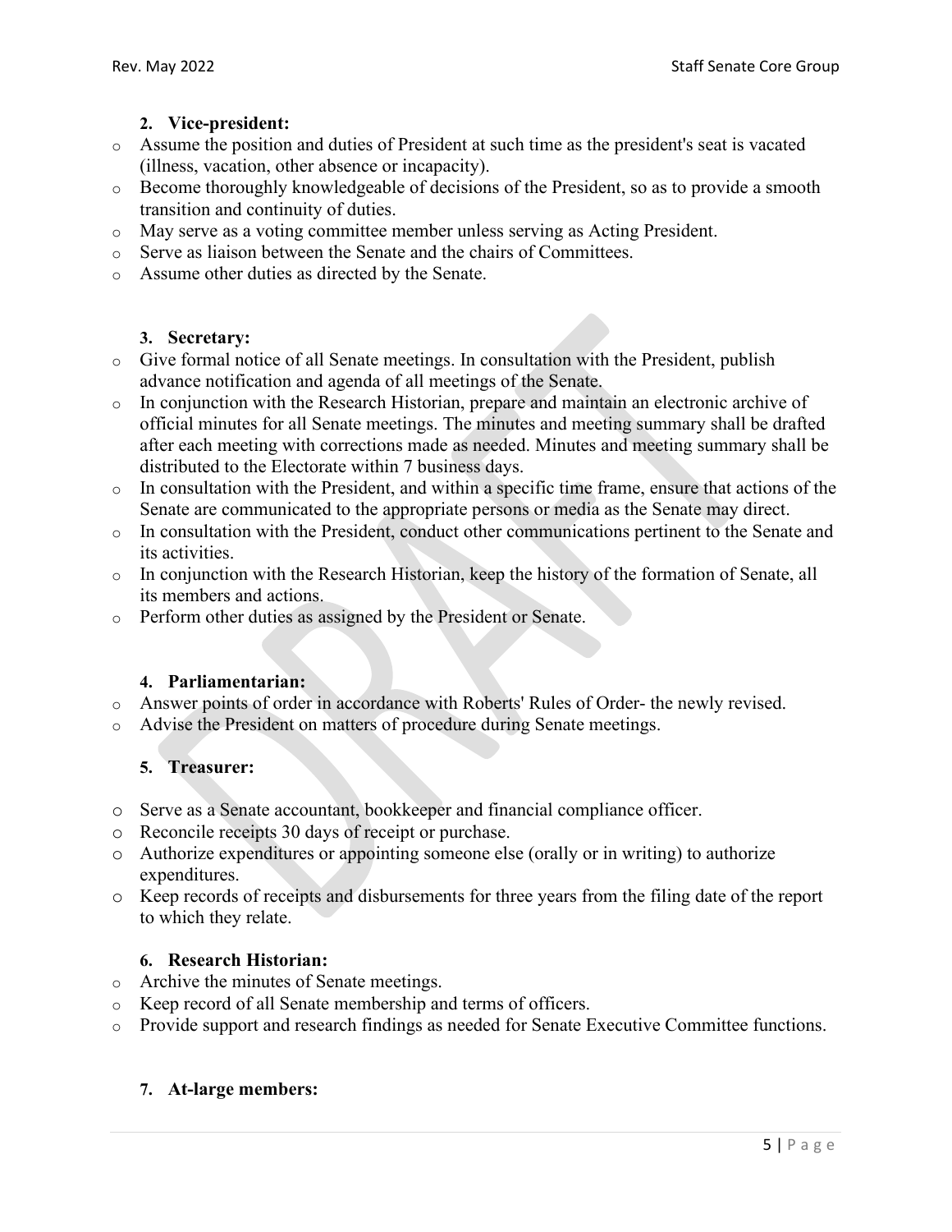**2. Vice-president:**

- Assume the position and duties of President at such time as the president's seat is vacated (illness, vacation, other absence or incapacity).
- Become thoroughly knowledgeable of decisions of the President, so as to provide a smooth transition and continuity of duties.
- May serve as a voting committee member unless serving as Acting President.
- Serve as liaison between the Senate and the chairs of Committees.
- Assume other duties as directed by the Senate.

**3. Secretary:**

- Give formal notice of all Senate meetings. In consultation with the President, publish advance notification and agenda of all meetings of the Senate.
- In conjunction with the Research Historian, prepare and maintain an electronic archive of official minutes for all Senate meetings. The minutes and meeting summary shall be drafted after each meeting with corrections made as needed. Minutes and meeting summary shall be distributed to the Electorate within 7 business days.
- In consultation with the President, and within a specific time frame, ensure that actions of the Senate are communicated to the appropriate persons or media as the Senate may direct.
- In consultation with the President, conduct other communications pertinent to the Senate and its activities.
- In conjunction with the Research Historian, keep the history of the formation of Senate, all its members and actions.
- Perform other duties as assigned by the President or Senate.

**4. Parliamentarian:**

- Answer points of order in accordance with Roberts' Rules of Order- the newly revised.
- Advise the President on matters of procedure during Senate meetings.

**5. Treasurer:**

- Serve as a Senate accountant, bookkeeper and financial compliance officer.
- Reconcile receipts 30 days of receipt or purchase.
- Authorize expenditures or appointing someone else (orally or in writing) to authorize expenditures.
- Keep records of receipts and disbursements for three years from the filing date of the report to which they relate.

**6. Research Historian:**

- Archive the minutes of Senate meetings.
- Keep record of all Senate membership and terms of officers.
- Provide support and research findings as needed for Senate Executive Committee functions.

**7. At-large members:**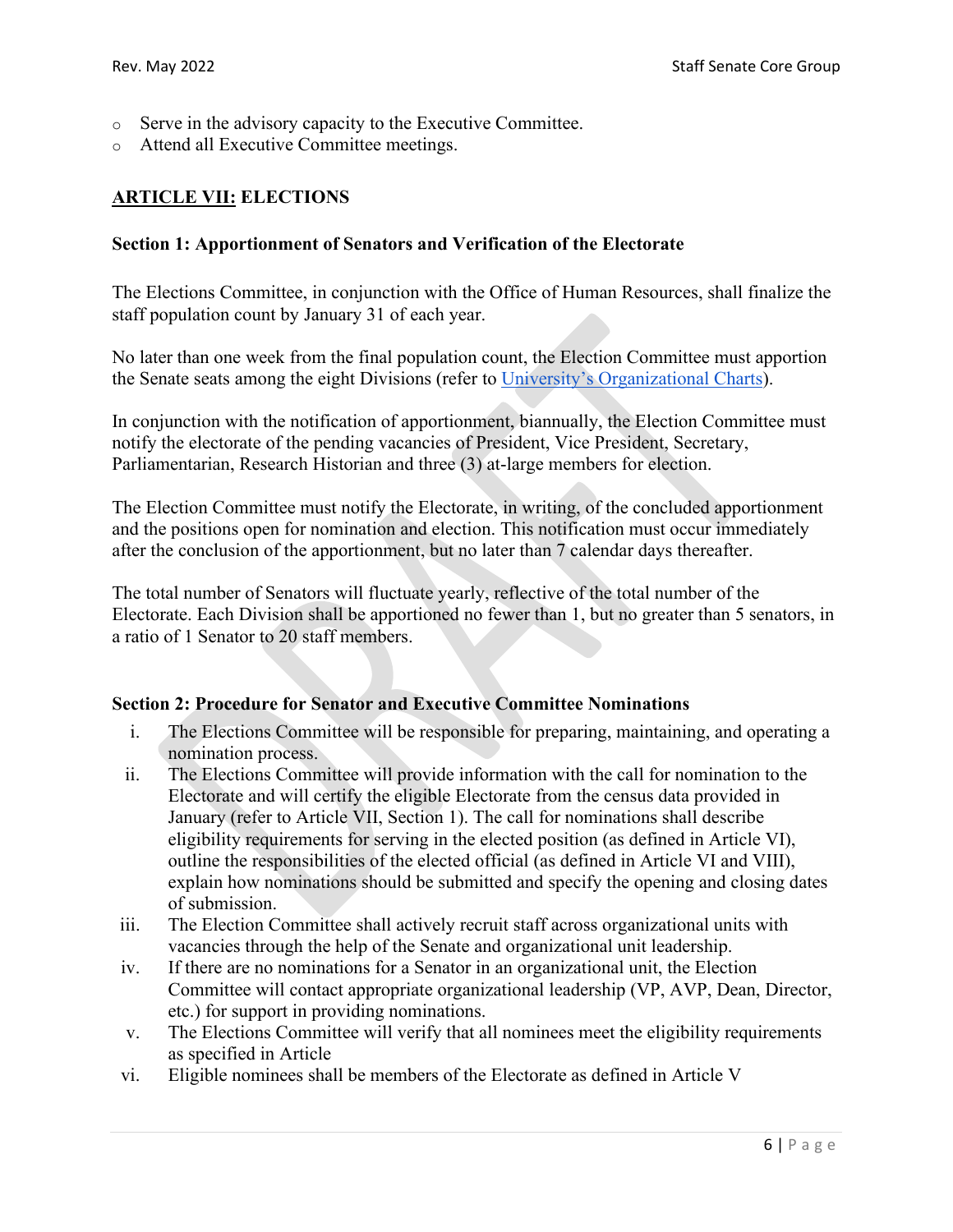- Serve in the advisory capacity to the Executive Committee.
- Attend all Executive Committee meetings.

## ARTICLE VII: ELECTIONS

### Section 1: Apportionment of Senators and Verification of the Electorate

The Elections Committee, in conjunction with the Office of Human Resources, shall finalize the staff population count by January 31 of each year.

No later than one week from the final population count, the Election Committee must apportion the Senate seats among the eight Divisions (refer to University's Organizational Charts).

In conjunction with the notification of apportionment, biannually, the Election Committee must notify the electorate of the pending vacancies of President, Vice President, Secretary, Parliamentarian, Research Historian and three (3) at-large members for election.

The Election Committee must notify the Electorate, in writing, of the concluded apportionment and the positions open for nomination and election. This notification must occur immediately after the conclusion of the apportionment, but no later than 7 calendar days thereafter.

The total number of Senators will fluctuate yearly, reflective of the total number of the Electorate. Each Division shall be apportioned no fewer than 1, but no greater than 5 senators, in a ratio of 1 Senator to 20 staff members.

### Section 2: Procedure for Senator and Executive Committee Nominations

i. The Elections Committee will be responsible for preparing, maintaining, and operating a nomination process.
ii. The Elections Committee will provide information with the call for nomination to the Electorate and will certify the eligible Electorate from the census data provided in January (refer to Article VII, Section 1). The call for nominations shall describe eligibility requirements for serving in the elected position (as defined in Article VI), outline the responsibilities of the elected official (as defined in Article VI and VIII), explain how nominations should be submitted and specify the opening and closing dates of submission.
iii. The Election Committee shall actively recruit staff across organizational units with vacancies through the help of the Senate and organizational unit leadership.
iv. If there are no nominations for a Senator in an organizational unit, the Election Committee will contact appropriate organizational leadership (VP, AVP, Dean, Director, etc.) for support in providing nominations.
v. The Elections Committee will verify that all nominees meet the eligibility requirements as specified in Article
vi. Eligible nominees shall be members of the Electorate as defined in Article V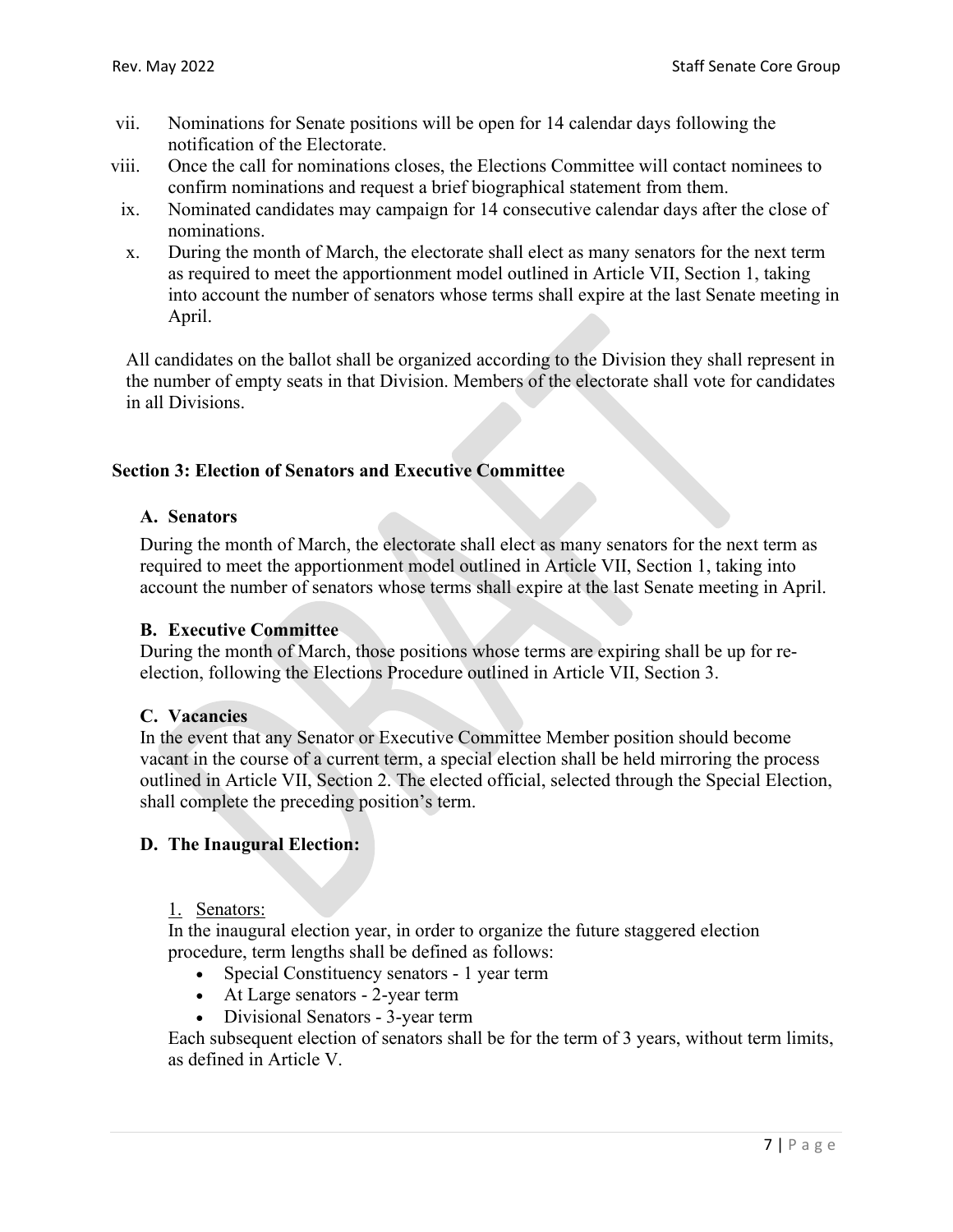vii. Nominations for Senate positions will be open for 14 calendar days following the notification of the Electorate.

viii. Once the call for nominations closes, the Elections Committee will contact nominees to confirm nominations and request a brief biographical statement from them.

ix. Nominated candidates may campaign for 14 consecutive calendar days after the close of nominations.

x. During the month of March, the electorate shall elect as many senators for the next term as required to meet the apportionment model outlined in Article VII, Section 1, taking into account the number of senators whose terms shall expire at the last Senate meeting in April.

All candidates on the ballot shall be organized according to the Division they shall represent in the number of empty seats in that Division. Members of the electorate shall vote for candidates in all Divisions.

### Section 3: Election of Senators and Executive Committee

#### A. Senators

During the month of March, the electorate shall elect as many senators for the next term as required to meet the apportionment model outlined in Article VII, Section 1, taking into account the number of senators whose terms shall expire at the last Senate meeting in April.

#### B. Executive Committee

During the month of March, those positions whose terms are expiring shall be up for re-election, following the Elections Procedure outlined in Article VII, Section 3.

#### C. Vacancies

In the event that any Senator or Executive Committee Member position should become vacant in the course of a current term, a special election shall be held mirroring the process outlined in Article VII, Section 2. The elected official, selected through the Special Election, shall complete the preceding position's term.

#### D. The Inaugural Election:

1. Senators:

In the inaugural election year, in order to organize the future staggered election procedure, term lengths shall be defined as follows:

- Special Constituency senators - 1 year term
- At Large senators - 2-year term
- Divisional Senators - 3-year term

Each subsequent election of senators shall be for the term of 3 years, without term limits, as defined in Article V.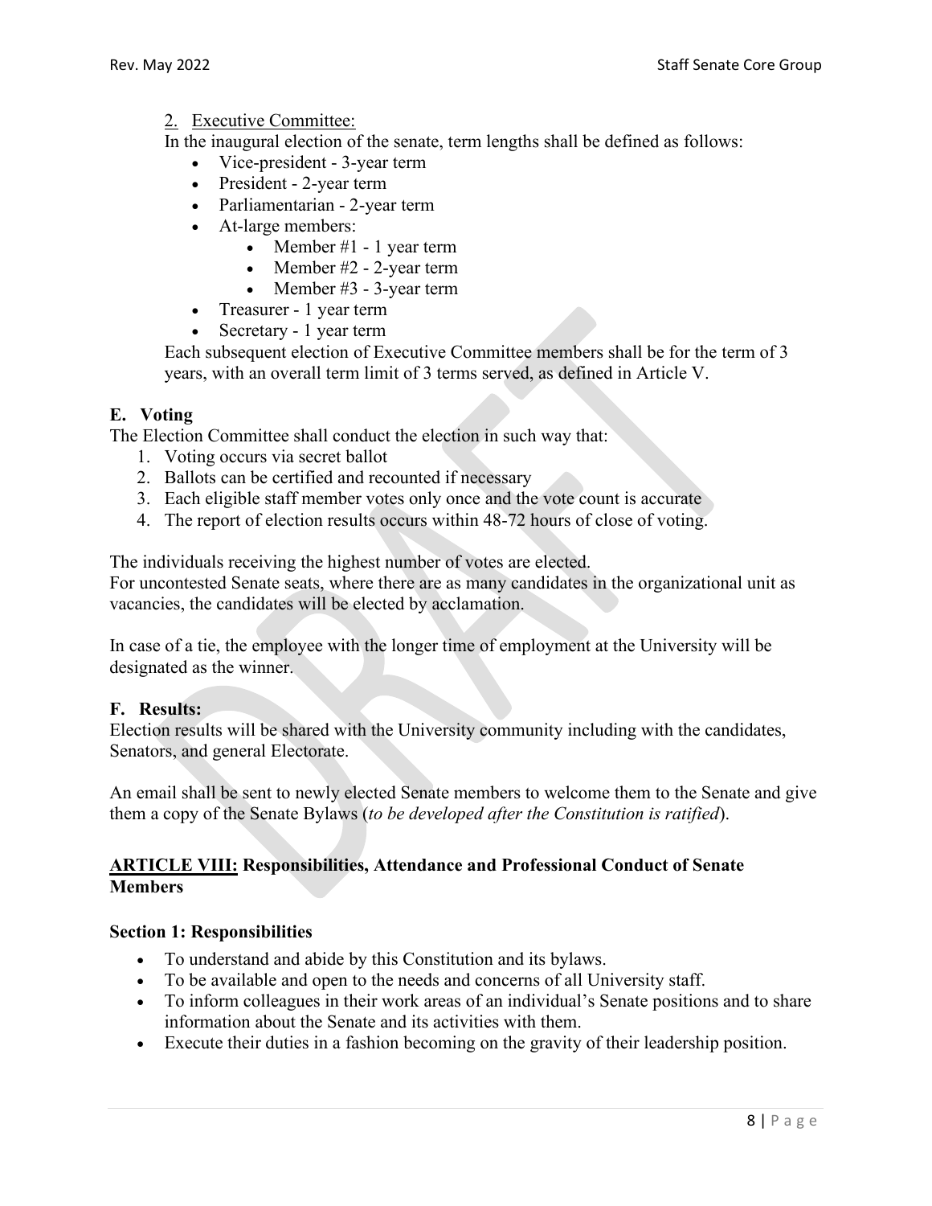2. Executive Committee:

In the inaugural election of the senate, term lengths shall be defined as follows:

- Vice-president - 3-year term
- President - 2-year term
- Parliamentarian - 2-year term
- At-large members:
  - Member #1 - 1 year term
  - Member #2 - 2-year term
  - Member #3 - 3-year term
- Treasurer - 1 year term
- Secretary - 1 year term

Each subsequent election of Executive Committee members shall be for the term of 3 years, with an overall term limit of 3 terms served, as defined in Article V.

### E. Voting

The Election Committee shall conduct the election in such way that:

1. Voting occurs via secret ballot
2. Ballots can be certified and recounted if necessary
3. Each eligible staff member votes only once and the vote count is accurate
4. The report of election results occurs within 48-72 hours of close of voting.

The individuals receiving the highest number of votes are elected.
For uncontested Senate seats, where there are as many candidates in the organizational unit as vacancies, the candidates will be elected by acclamation.

In case of a tie, the employee with the longer time of employment at the University will be designated as the winner.

### F. Results:

Election results will be shared with the University community including with the candidates, Senators, and general Electorate.

An email shall be sent to newly elected Senate members to welcome them to the Senate and give them a copy of the Senate Bylaws (*to be developed after the Constitution is ratified*).

## ARTICLE VIII: Responsibilities, Attendance and Professional Conduct of Senate Members

### Section 1: Responsibilities

- To understand and abide by this Constitution and its bylaws.
- To be available and open to the needs and concerns of all University staff.
- To inform colleagues in their work areas of an individual's Senate positions and to share information about the Senate and its activities with them.
- Execute their duties in a fashion becoming on the gravity of their leadership position.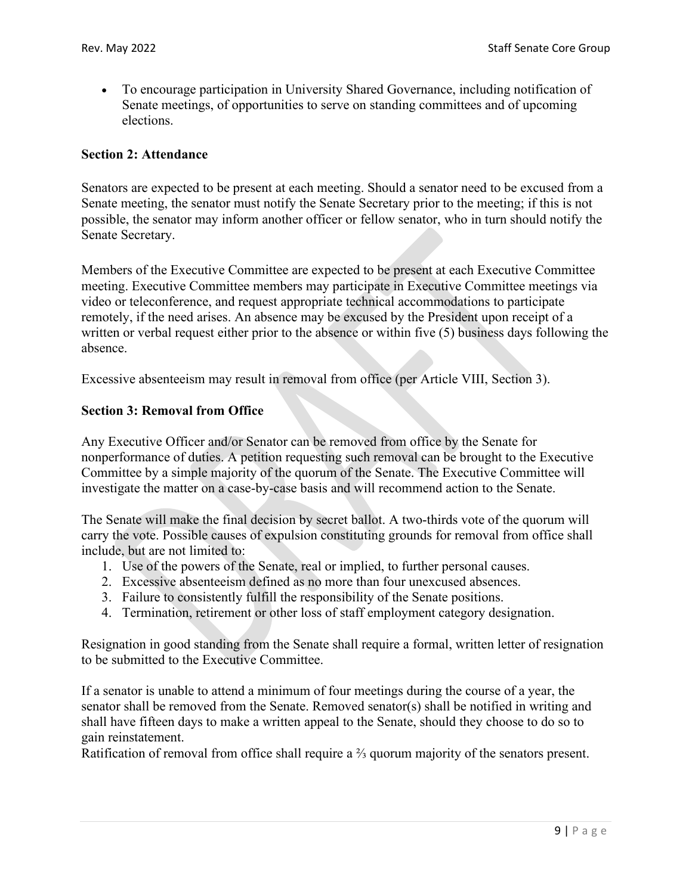- To encourage participation in University Shared Governance, including notification of Senate meetings, of opportunities to serve on standing committees and of upcoming elections.

**Section 2: Attendance**

Senators are expected to be present at each meeting. Should a senator need to be excused from a Senate meeting, the senator must notify the Senate Secretary prior to the meeting; if this is not possible, the senator may inform another officer or fellow senator, who in turn should notify the Senate Secretary.

Members of the Executive Committee are expected to be present at each Executive Committee meeting. Executive Committee members may participate in Executive Committee meetings via video or teleconference, and request appropriate technical accommodations to participate remotely, if the need arises. An absence may be excused by the President upon receipt of a written or verbal request either prior to the absence or within five (5) business days following the absence.

Excessive absenteeism may result in removal from office (per Article VIII, Section 3).

**Section 3: Removal from Office**

Any Executive Officer and/or Senator can be removed from office by the Senate for nonperformance of duties. A petition requesting such removal can be brought to the Executive Committee by a simple majority of the quorum of the Senate. The Executive Committee will investigate the matter on a case-by-case basis and will recommend action to the Senate.

The Senate will make the final decision by secret ballot. A two-thirds vote of the quorum will carry the vote. Possible causes of expulsion constituting grounds for removal from office shall include, but are not limited to:

1. Use of the powers of the Senate, real or implied, to further personal causes.
2. Excessive absenteeism defined as no more than four unexcused absences.
3. Failure to consistently fulfill the responsibility of the Senate positions.
4. Termination, retirement or other loss of staff employment category designation.

Resignation in good standing from the Senate shall require a formal, written letter of resignation to be submitted to the Executive Committee.

If a senator is unable to attend a minimum of four meetings during the course of a year, the senator shall be removed from the Senate. Removed senator(s) shall be notified in writing and shall have fifteen days to make a written appeal to the Senate, should they choose to do so to gain reinstatement.
Ratification of removal from office shall require a ⅔ quorum majority of the senators present.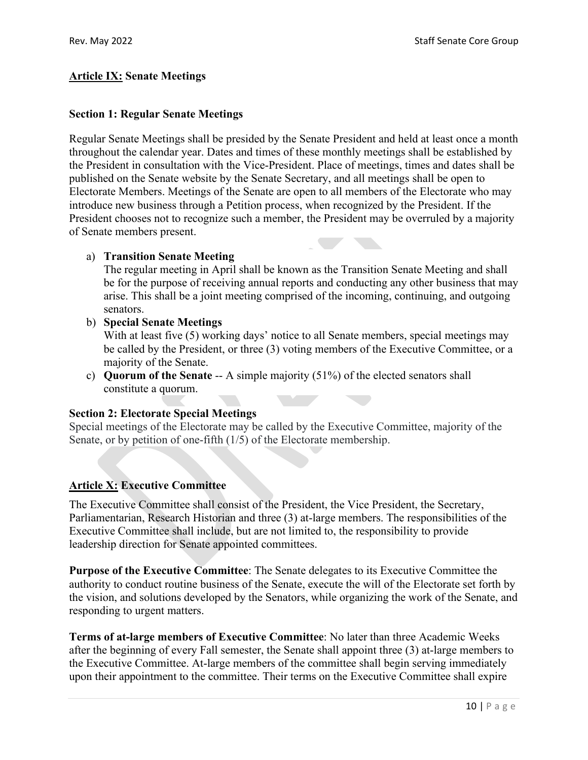## **Article IX:** Senate Meetings

### Section 1: Regular Senate Meetings

Regular Senate Meetings shall be presided by the Senate President and held at least once a month throughout the calendar year. Dates and times of these monthly meetings shall be established by the President in consultation with the Vice-President. Place of meetings, times and dates shall be published on the Senate website by the Senate Secretary, and all meetings shall be open to Electorate Members. Meetings of the Senate are open to all members of the Electorate who may introduce new business through a Petition process, when recognized by the President. If the President chooses not to recognize such a member, the President may be overruled by a majority of Senate members present.

a) **Transition Senate Meeting**
The regular meeting in April shall be known as the Transition Senate Meeting and shall be for the purpose of receiving annual reports and conducting any other business that may arise. This shall be a joint meeting comprised of the incoming, continuing, and outgoing senators.

b) **Special Senate Meetings**
With at least five (5) working days' notice to all Senate members, special meetings may be called by the President, or three (3) voting members of the Executive Committee, or a majority of the Senate.

c) **Quorum of the Senate** -- A simple majority (51%) of the elected senators shall constitute a quorum.

### Section 2: Electorate Special Meetings

Special meetings of the Electorate may be called by the Executive Committee, majority of the Senate, or by petition of one-fifth (1/5) of the Electorate membership.

## **Article X:** Executive Committee

The Executive Committee shall consist of the President, the Vice President, the Secretary, Parliamentarian, Research Historian and three (3) at-large members. The responsibilities of the Executive Committee shall include, but are not limited to, the responsibility to provide leadership direction for Senate appointed committees.

**Purpose of the Executive Committee**: The Senate delegates to its Executive Committee the authority to conduct routine business of the Senate, execute the will of the Electorate set forth by the vision, and solutions developed by the Senators, while organizing the work of the Senate, and responding to urgent matters.

**Terms of at-large members of Executive Committee**: No later than three Academic Weeks after the beginning of every Fall semester, the Senate shall appoint three (3) at-large members to the Executive Committee. At-large members of the committee shall begin serving immediately upon their appointment to the committee. Their terms on the Executive Committee shall expire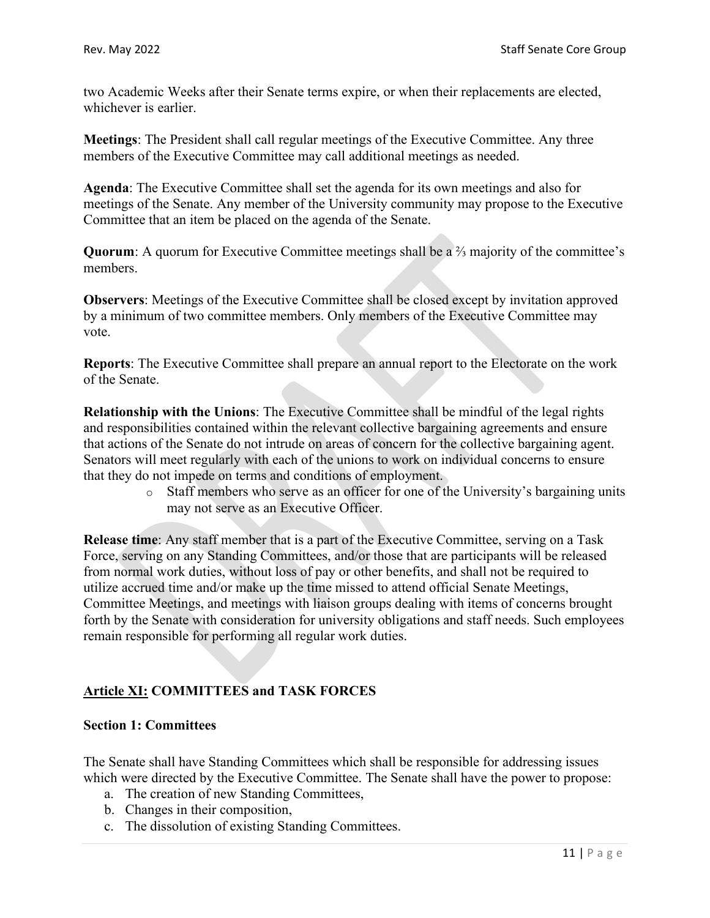two Academic Weeks after their Senate terms expire, or when their replacements are elected, whichever is earlier.

**Meetings**: The President shall call regular meetings of the Executive Committee. Any three members of the Executive Committee may call additional meetings as needed.

**Agenda**: The Executive Committee shall set the agenda for its own meetings and also for meetings of the Senate. Any member of the University community may propose to the Executive Committee that an item be placed on the agenda of the Senate.

**Quorum**: A quorum for Executive Committee meetings shall be a ⅔ majority of the committee's members.

**Observers**: Meetings of the Executive Committee shall be closed except by invitation approved by a minimum of two committee members. Only members of the Executive Committee may vote.

**Reports**: The Executive Committee shall prepare an annual report to the Electorate on the work of the Senate.

**Relationship with the Unions**: The Executive Committee shall be mindful of the legal rights and responsibilities contained within the relevant collective bargaining agreements and ensure that actions of the Senate do not intrude on areas of concern for the collective bargaining agent. Senators will meet regularly with each of the unions to work on individual concerns to ensure that they do not impede on terms and conditions of employment.

- Staff members who serve as an officer for one of the University's bargaining units may not serve as an Executive Officer.

**Release time**: Any staff member that is a part of the Executive Committee, serving on a Task Force, serving on any Standing Committees, and/or those that are participants will be released from normal work duties, without loss of pay or other benefits, and shall not be required to utilize accrued time and/or make up the time missed to attend official Senate Meetings, Committee Meetings, and meetings with liaison groups dealing with items of concerns brought forth by the Senate with consideration for university obligations and staff needs. Such employees remain responsible for performing all regular work duties.

## Article XI: COMMITTEES and TASK FORCES

### Section 1: Committees

The Senate shall have Standing Committees which shall be responsible for addressing issues which were directed by the Executive Committee. The Senate shall have the power to propose:

a. The creation of new Standing Committees,
b. Changes in their composition,
c. The dissolution of existing Standing Committees.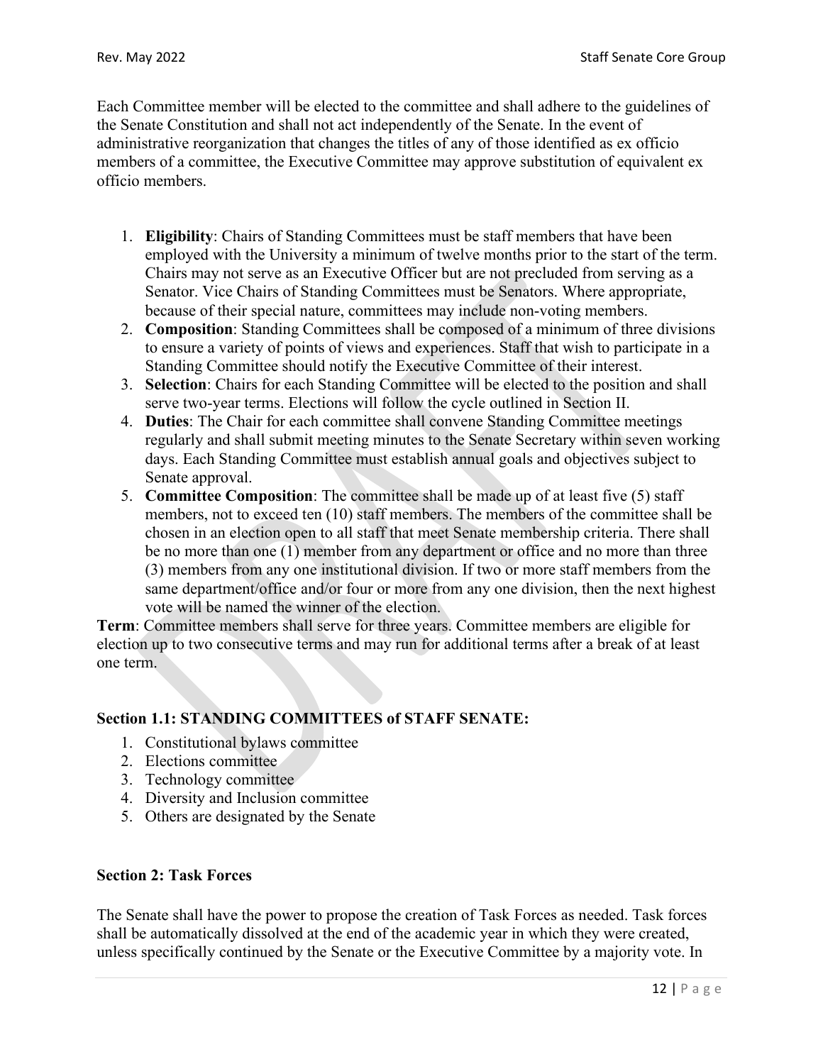Each Committee member will be elected to the committee and shall adhere to the guidelines of the Senate Constitution and shall not act independently of the Senate. In the event of administrative reorganization that changes the titles of any of those identified as ex officio members of a committee, the Executive Committee may approve substitution of equivalent ex officio members.

1. **Eligibility**: Chairs of Standing Committees must be staff members that have been employed with the University a minimum of twelve months prior to the start of the term. Chairs may not serve as an Executive Officer but are not precluded from serving as a Senator. Vice Chairs of Standing Committees must be Senators. Where appropriate, because of their special nature, committees may include non-voting members.
2. **Composition**: Standing Committees shall be composed of a minimum of three divisions to ensure a variety of points of views and experiences. Staff that wish to participate in a Standing Committee should notify the Executive Committee of their interest.
3. **Selection**: Chairs for each Standing Committee will be elected to the position and shall serve two-year terms. Elections will follow the cycle outlined in Section II.
4. **Duties**: The Chair for each committee shall convene Standing Committee meetings regularly and shall submit meeting minutes to the Senate Secretary within seven working days. Each Standing Committee must establish annual goals and objectives subject to Senate approval.
5. **Committee Composition**: The committee shall be made up of at least five (5) staff members, not to exceed ten (10) staff members. The members of the committee shall be chosen in an election open to all staff that meet Senate membership criteria. There shall be no more than one (1) member from any department or office and no more than three (3) members from any one institutional division. If two or more staff members from the same department/office and/or four or more from any one division, then the next highest vote will be named the winner of the election.

**Term**: Committee members shall serve for three years. Committee members are eligible for election up to two consecutive terms and may run for additional terms after a break of at least one term.

### Section 1.1: STANDING COMMITTEES of STAFF SENATE:

1. Constitutional bylaws committee
2. Elections committee
3. Technology committee
4. Diversity and Inclusion committee
5. Others are designated by the Senate

### Section 2: Task Forces

The Senate shall have the power to propose the creation of Task Forces as needed. Task forces shall be automatically dissolved at the end of the academic year in which they were created, unless specifically continued by the Senate or the Executive Committee by a majority vote. In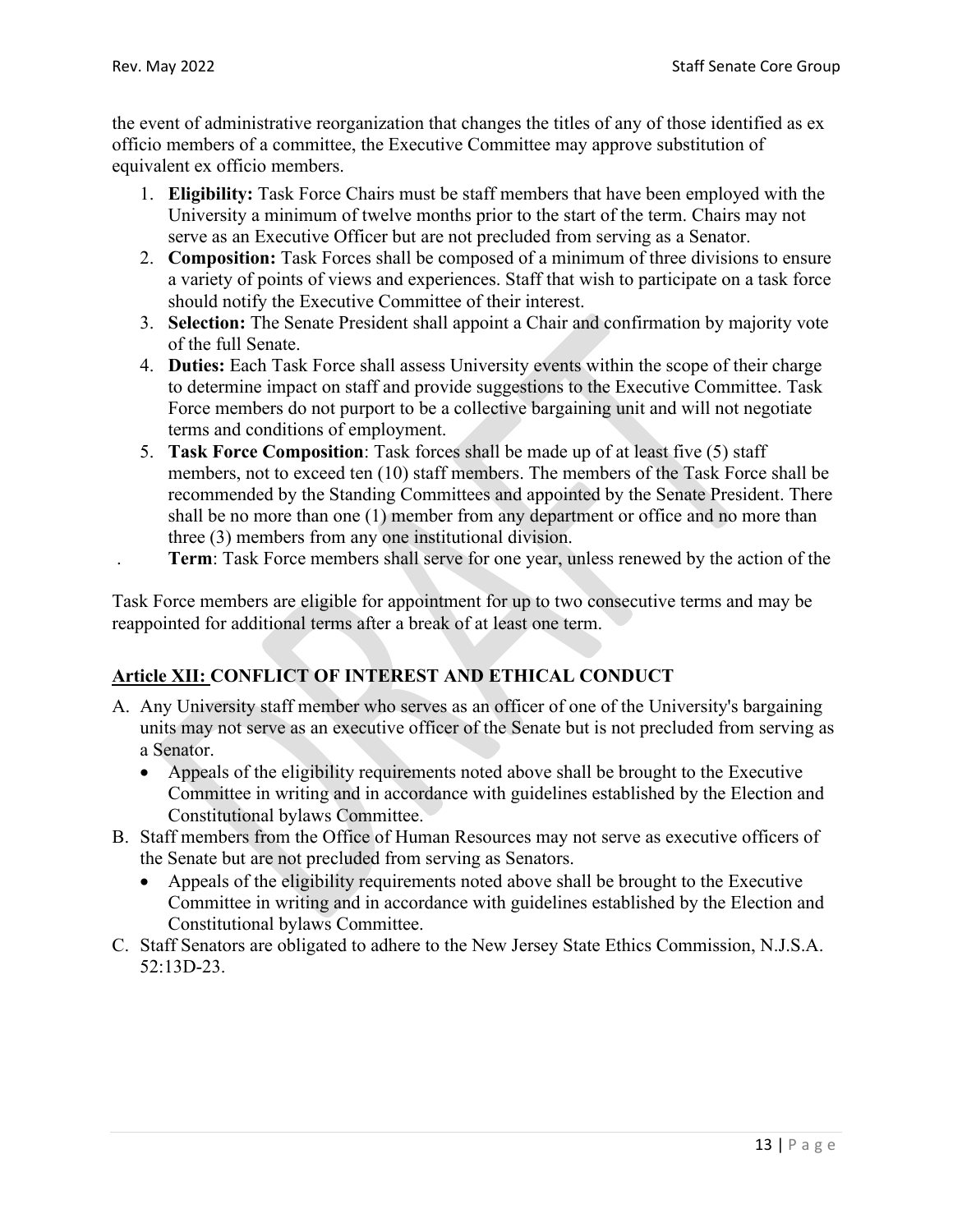the event of administrative reorganization that changes the titles of any of those identified as ex officio members of a committee, the Executive Committee may approve substitution of equivalent ex officio members.

1. **Eligibility:** Task Force Chairs must be staff members that have been employed with the University a minimum of twelve months prior to the start of the term. Chairs may not serve as an Executive Officer but are not precluded from serving as a Senator.
2. **Composition:** Task Forces shall be composed of a minimum of three divisions to ensure a variety of points of views and experiences. Staff that wish to participate on a task force should notify the Executive Committee of their interest.
3. **Selection:** The Senate President shall appoint a Chair and confirmation by majority vote of the full Senate.
4. **Duties:** Each Task Force shall assess University events within the scope of their charge to determine impact on staff and provide suggestions to the Executive Committee. Task Force members do not purport to be a collective bargaining unit and will not negotiate terms and conditions of employment.
5. **Task Force Composition**: Task forces shall be made up of at least five (5) staff members, not to exceed ten (10) staff members. The members of the Task Force shall be recommended by the Standing Committees and appointed by the Senate President. There shall be no more than one (1) member from any department or office and no more than three (3) members from any one institutional division.

. **Term**: Task Force members shall serve for one year, unless renewed by the action of the

Task Force members are eligible for appointment for up to two consecutive terms and may be reappointed for additional terms after a break of at least one term.

## Article XII: CONFLICT OF INTEREST AND ETHICAL CONDUCT

A. Any University staff member who serves as an officer of one of the University's bargaining units may not serve as an executive officer of the Senate but is not precluded from serving as a Senator.
   - Appeals of the eligibility requirements noted above shall be brought to the Executive Committee in writing and in accordance with guidelines established by the Election and Constitutional bylaws Committee.

B. Staff members from the Office of Human Resources may not serve as executive officers of the Senate but are not precluded from serving as Senators.
   - Appeals of the eligibility requirements noted above shall be brought to the Executive Committee in writing and in accordance with guidelines established by the Election and Constitutional bylaws Committee.

C. Staff Senators are obligated to adhere to the New Jersey State Ethics Commission, N.J.S.A. 52:13D-23.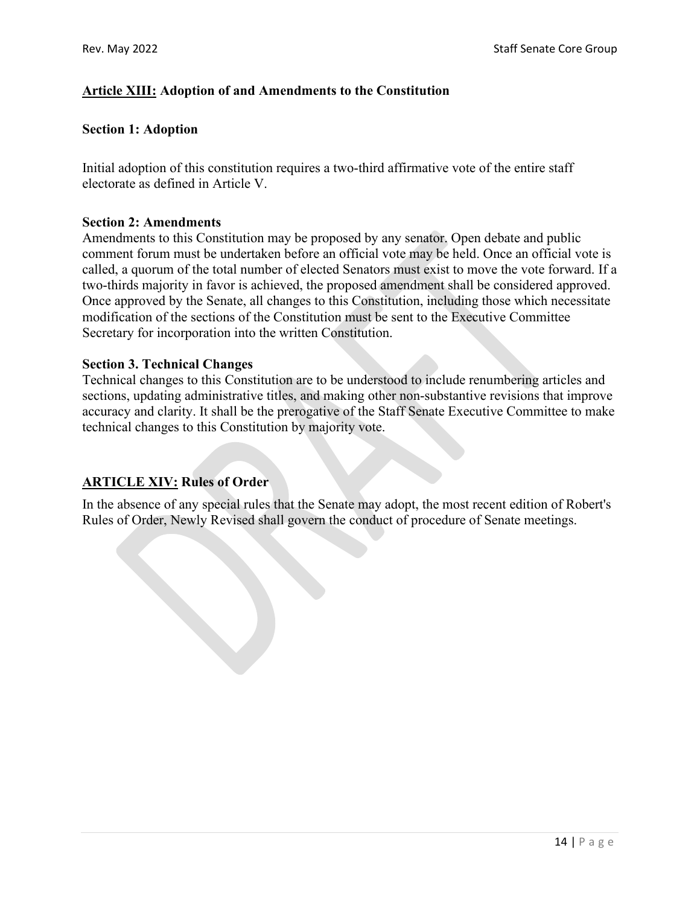## Article XIII: Adoption of and Amendments to the Constitution

### Section 1: Adoption

Initial adoption of this constitution requires a two-third affirmative vote of the entire staff electorate as defined in Article V.

### Section 2: Amendments

Amendments to this Constitution may be proposed by any senator. Open debate and public comment forum must be undertaken before an official vote may be held. Once an official vote is called, a quorum of the total number of elected Senators must exist to move the vote forward. If a two-thirds majority in favor is achieved, the proposed amendment shall be considered approved. Once approved by the Senate, all changes to this Constitution, including those which necessitate modification of the sections of the Constitution must be sent to the Executive Committee Secretary for incorporation into the written Constitution.

### Section 3. Technical Changes

Technical changes to this Constitution are to be understood to include renumbering articles and sections, updating administrative titles, and making other non-substantive revisions that improve accuracy and clarity. It shall be the prerogative of the Staff Senate Executive Committee to make technical changes to this Constitution by majority vote.

## ARTICLE XIV: Rules of Order

In the absence of any special rules that the Senate may adopt, the most recent edition of Robert's Rules of Order, Newly Revised shall govern the conduct of procedure of Senate meetings.